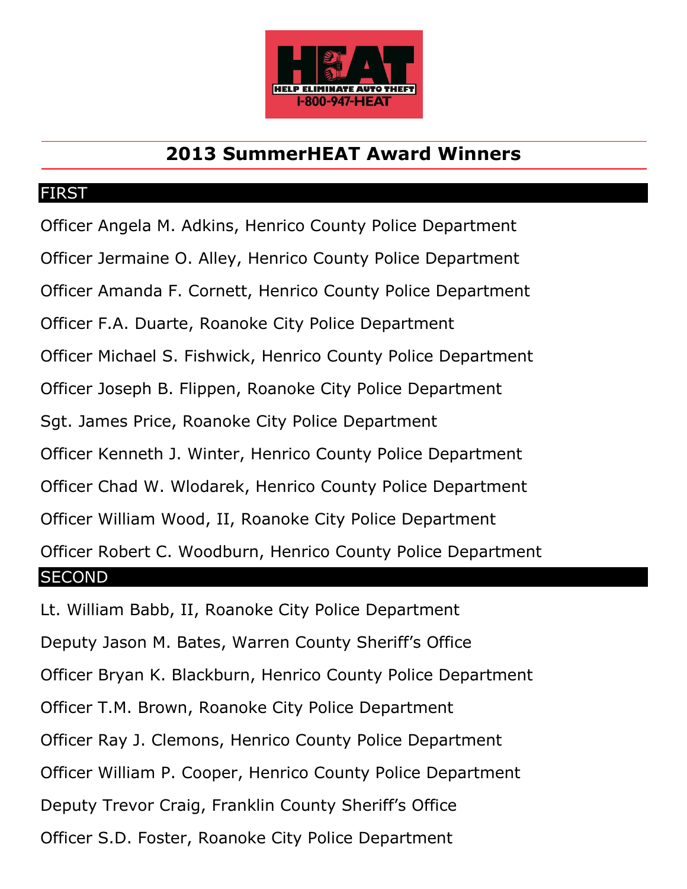HEAT

HELP ELIMINATE AUTO THEFT

1-800-947-HEAT

# 2013 SummerHEAT Award Winners

## FIRST

Officer Angela M. Adkins, Henrico County Police Department

Officer Jermaine O. Alley, Henrico County Police Department

Officer Amanda F. Cornett, Henrico County Police Department

Officer F.A. Duarte, Roanoke City Police Department

Officer Michael S. Fishwick, Henrico County Police Department

Officer Joseph B. Flippen, Roanoke City Police Department

Sgt. James Price, Roanoke City Police Department

Officer Kenneth J. Winter, Henrico County Police Department

Officer Chad W. Wlodarek, Henrico County Police Department

Officer William Wood, II, Roanoke City Police Department

Officer Robert C. Woodburn, Henrico County Police Department

## SECOND

Lt. William Babb, II, Roanoke City Police Department

Deputy Jason M. Bates, Warren County Sheriff's Office

Officer Bryan K. Blackburn, Henrico County Police Department

Officer T.M. Brown, Roanoke City Police Department

Officer Ray J. Clemons, Henrico County Police Department

Officer William P. Cooper, Henrico County Police Department

Deputy Trevor Craig, Franklin County Sheriff's Office

Officer S.D. Foster, Roanoke City Police Department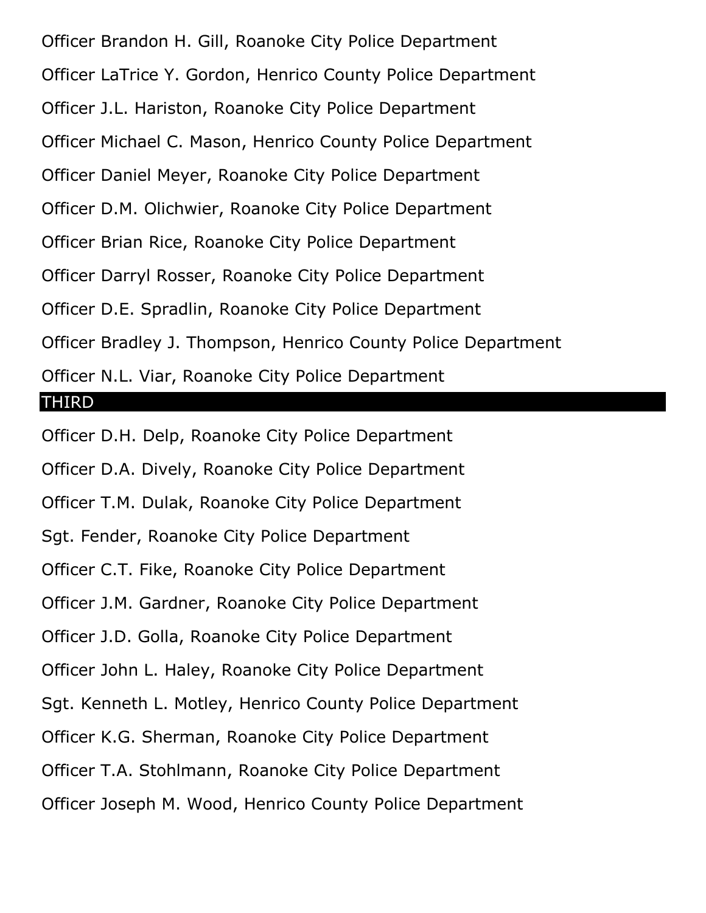Officer Brandon H. Gill, Roanoke City Police Department

Officer LaTrice Y. Gordon, Henrico County Police Department

Officer J.L. Hariston, Roanoke City Police Department

Officer Michael C. Mason, Henrico County Police Department

Officer Daniel Meyer, Roanoke City Police Department

Officer D.M. Olichwier, Roanoke City Police Department

Officer Brian Rice, Roanoke City Police Department

Officer Darryl Rosser, Roanoke City Police Department

Officer D.E. Spradlin, Roanoke City Police Department

Officer Bradley J. Thompson, Henrico County Police Department

Officer N.L. Viar, Roanoke City Police Department

## THIRD

Officer D.H. Delp, Roanoke City Police Department

Officer D.A. Dively, Roanoke City Police Department

Officer T.M. Dulak, Roanoke City Police Department

Sgt. Fender, Roanoke City Police Department

Officer C.T. Fike, Roanoke City Police Department

Officer J.M. Gardner, Roanoke City Police Department

Officer J.D. Golla, Roanoke City Police Department

Officer John L. Haley, Roanoke City Police Department

Sgt. Kenneth L. Motley, Henrico County Police Department

Officer K.G. Sherman, Roanoke City Police Department

Officer T.A. Stohlmann, Roanoke City Police Department

Officer Joseph M. Wood, Henrico County Police Department